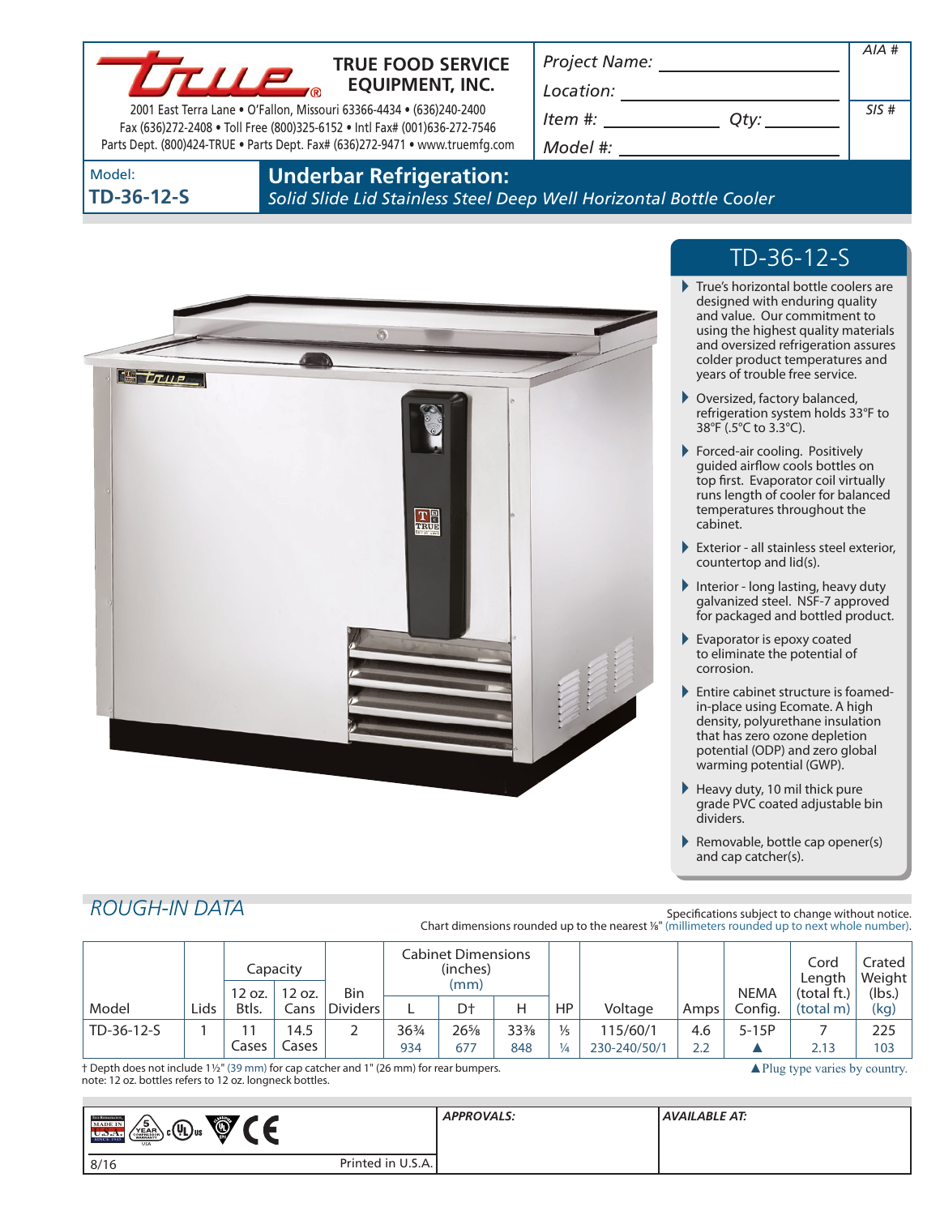**TRUE FOOD SERVICE EQUIPMENT, INC.**

2001 East Terra Lane • O'Fallon, Missouri 63366-4434 • (636)240-2400
Fax (636)272-2408 • Toll Free (800)325-6152 • Intl Fax# (001)636-272-7546
Parts Dept. (800)424-TRUE • Parts Dept. Fax# (636)272-9471 • www.truemfg.com

*Project Name:* ______________________

*Location:* ______________________

*Item #:* ____________ *Qty:* ________

*Model #:* ______________________

*AIA #*

*SIS #*

Model:
**TD-36-12-S**

## Underbar Refrigeration:
*Solid Slide Lid Stainless Steel Deep Well Horizontal Bottle Cooler*

## TD-36-12-S

- True's horizontal bottle coolers are designed with enduring quality and value. Our commitment to using the highest quality materials and oversized refrigeration assures colder product temperatures and years of trouble free service.
- Oversized, factory balanced, refrigeration system holds 33°F to 38°F (.5°C to 3.3°C).
- Forced-air cooling. Positively guided airflow cools bottles on top first. Evaporator coil virtually runs length of cooler for balanced temperatures throughout the cabinet.
- Exterior - all stainless steel exterior, countertop and lid(s).
- Interior - long lasting, heavy duty galvanized steel. NSF-7 approved for packaged and bottled product.
- Evaporator is epoxy coated to eliminate the potential of corrosion.
- Entire cabinet structure is foamed-in-place using Ecomate. A high density, polyurethane insulation that has zero ozone depletion potential (ODP) and zero global warming potential (GWP).
- Heavy duty, 10 mil thick pure grade PVC coated adjustable bin dividers.
- Removable, bottle cap opener(s) and cap catcher(s).

## ROUGH-IN DATA

Specifications subject to change without notice.
Chart dimensions rounded up to the nearest ⅛" (millimeters rounded up to next whole number).

| Model | Lids | Capacity 12 oz. Btls. | Capacity 12 oz. Cans | Bin Dividers | Cabinet Dimensions (inches) (mm) L | D† | H | HP | Voltage | Amps | NEMA Config. | Cord Length (total ft.) (total m) | Crated Weight (lbs.) (kg) |
|---|---|---|---|---|---|---|---|---|---|---|---|---|---|
| TD-36-12-S | 1 | 11 Cases | 14.5 Cases | 2 | 36¾ | 26⅝ | 33⅜ | ⅓ | 115/60/1 | 4.6 | 5-15P | 7 | 225 |
| | | | | | 934 | 677 | 848 | ¼ | 230-240/50/1 | 2.2 | ▲ | 2.13 | 103 |

† Depth does not include 1½" (39 mm) for cap catcher and 1" (26 mm) for rear bumpers.
note: 12 oz. bottles refers to 12 oz. longneck bottles.

▲Plug type varies by country.

*APPROVALS:*

*AVAILABLE AT:*

8/16

Printed in U.S.A.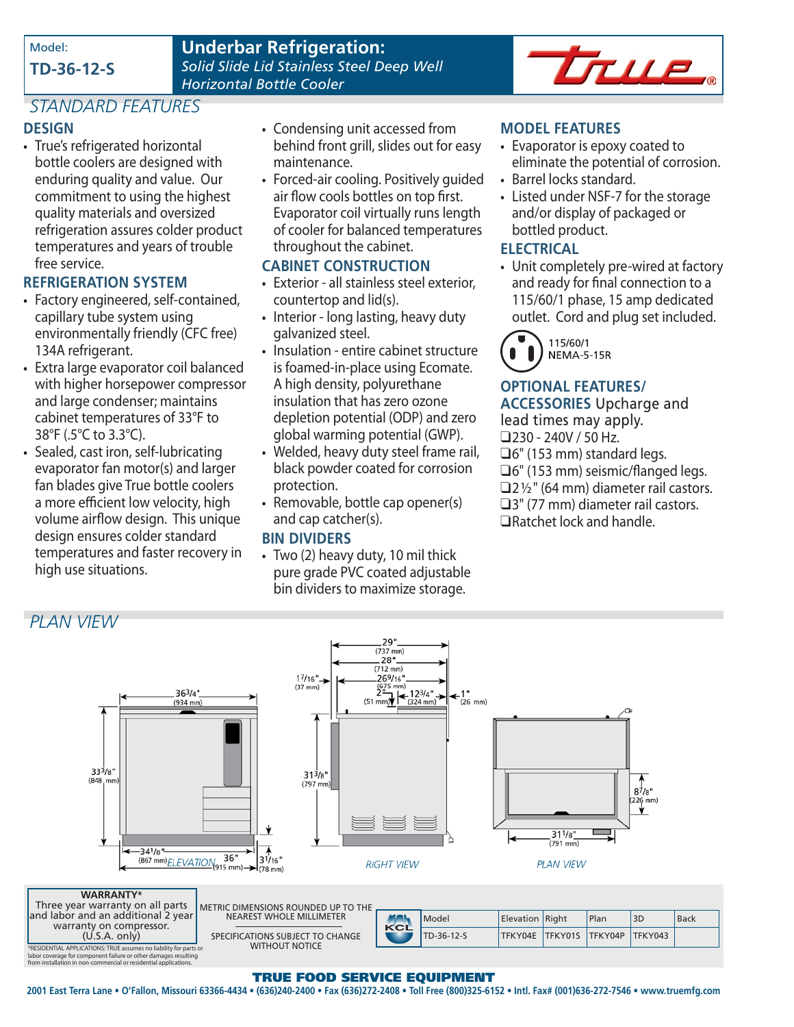Model:

**TD-36-12-S**

# Underbar Refrigeration:

*Solid Slide Lid Stainless Steel Deep Well Horizontal Bottle Cooler*

## STANDARD FEATURES

### DESIGN

- True's refrigerated horizontal bottle coolers are designed with enduring quality and value. Our commitment to using the highest quality materials and oversized refrigeration assures colder product temperatures and years of trouble free service.

### REFRIGERATION SYSTEM

- Factory engineered, self-contained, capillary tube system using environmentally friendly (CFC free) 134A refrigerant.
- Extra large evaporator coil balanced with higher horsepower compressor and large condenser; maintains cabinet temperatures of 33°F to 38°F (.5°C to 3.3°C).
- Sealed, cast iron, self-lubricating evaporator fan motor(s) and larger fan blades give True bottle coolers a more efficient low velocity, high volume airflow design. This unique design ensures colder standard temperatures and faster recovery in high use situations.
- Condensing unit accessed from behind front grill, slides out for easy maintenance.
- Forced-air cooling. Positively guided air flow cools bottles on top first. Evaporator coil virtually runs length of cooler for balanced temperatures throughout the cabinet.

### CABINET CONSTRUCTION

- Exterior - all stainless steel exterior, countertop and lid(s).
- Interior - long lasting, heavy duty galvanized steel.
- Insulation - entire cabinet structure is foamed-in-place using Ecomate. A high density, polyurethane insulation that has zero ozone depletion potential (ODP) and zero global warming potential (GWP).
- Welded, heavy duty steel frame rail, black powder coated for corrosion protection.
- Removable, bottle cap opener(s) and cap catcher(s).

### BIN DIVIDERS

- Two (2) heavy duty, 10 mil thick pure grade PVC coated adjustable bin dividers to maximize storage.

### MODEL FEATURES

- Evaporator is epoxy coated to eliminate the potential of corrosion.
- Barrel locks standard.
- Listed under NSF-7 for the storage and/or display of packaged or bottled product.

### ELECTRICAL

- Unit completely pre-wired at factory and ready for final connection to a 115/60/1 phase, 15 amp dedicated outlet. Cord and plug set included.

115/60/1
NEMA-5-15R

### OPTIONAL FEATURES/ ACCESSORIES

Upcharge and lead times may apply.

- ❑ 230 - 240V / 50 Hz.
- ❑ 6" (153 mm) standard legs.
- ❑ 6" (153 mm) seismic/flanged legs.
- ❑ 2½" (64 mm) diameter rail castors.
- ❑ 3" (77 mm) diameter rail castors.
- ❑ Ratchet lock and handle.

## PLAN VIEW

36¾" (934 mm)
33⅜" (848 mm)
34⅛" (867 mm)
36" (915 mm)
3 1/16" (78 mm)
ELEVATION

29" (737 mm)
28" (712 mm)
1 7/16" (37 mm)
26 9/16" (675 mm)
2" (51 mm)
12¾" (324 mm)
1" (26 mm)
31⅜" (797 mm)
RIGHT VIEW

8⅞" (226 mm)
31⅛" (791 mm)
PLAN VIEW

**WARRANTY***

Three year warranty on all parts and labor and an additional 2 year warranty on compressor. (U.S.A. only)

*RESIDENTIAL APPLICATIONS: TRUE assumes no liability for parts or labor coverage for component failure or other damages resulting from installation in non-commercial or residential applications.

METRIC DIMENSIONS ROUNDED UP TO THE NEAREST WHOLE MILLIMETER

SPECIFICATIONS SUBJECT TO CHANGE WITHOUT NOTICE

| Model | Elevation | Right | Plan | 3D | Back |
|---|---|---|---|---|---|
| TD-36-12-S | TFKY04E | TFKY01S | TFKY04P | TFKY043 | |

**TRUE FOOD SERVICE EQUIPMENT**

2001 East Terra Lane • O'Fallon, Missouri 63366-4434 • (636)240-2400 • Fax (636)272-2408 • Toll Free (800)325-6152 • Intl. Fax# (001)636-272-7546 • www.truemfg.com